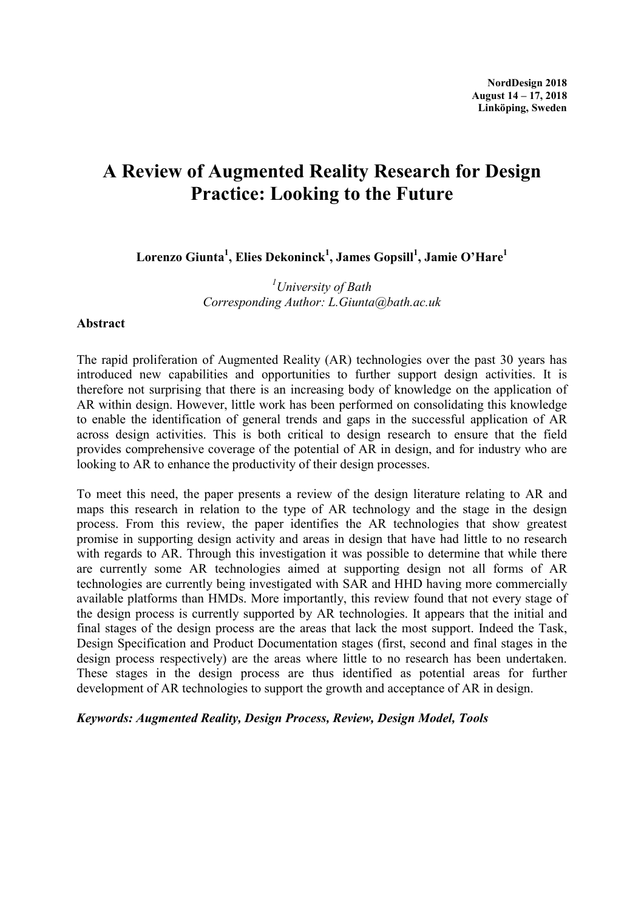NordDesign 2018
August 14 – 17, 2018
Linköping, Sweden

# A Review of Augmented Reality Research for Design Practice: Looking to the Future

**Lorenzo Giunta[1], Elies Dekoninck[1], James Gopsill[1], Jamie O'Hare[1]**

*[1]University of Bath*
*Corresponding Author: L.Giunta@bath.ac.uk*

## Abstract

The rapid proliferation of Augmented Reality (AR) technologies over the past 30 years has introduced new capabilities and opportunities to further support design activities. It is therefore not surprising that there is an increasing body of knowledge on the application of AR within design. However, little work has been performed on consolidating this knowledge to enable the identification of general trends and gaps in the successful application of AR across design activities. This is both critical to design research to ensure that the field provides comprehensive coverage of the potential of AR in design, and for industry who are looking to AR to enhance the productivity of their design processes.

To meet this need, the paper presents a review of the design literature relating to AR and maps this research in relation to the type of AR technology and the stage in the design process. From this review, the paper identifies the AR technologies that show greatest promise in supporting design activity and areas in design that have had little to no research with regards to AR. Through this investigation it was possible to determine that while there are currently some AR technologies aimed at supporting design not all forms of AR technologies are currently being investigated with SAR and HHD having more commercially available platforms than HMDs. More importantly, this review found that not every stage of the design process is currently supported by AR technologies. It appears that the initial and final stages of the design process are the areas that lack the most support. Indeed the Task, Design Specification and Product Documentation stages (first, second and final stages in the design process respectively) are the areas where little to no research has been undertaken. These stages in the design process are thus identified as potential areas for further development of AR technologies to support the growth and acceptance of AR in design.

***Keywords: Augmented Reality, Design Process, Review, Design Model, Tools***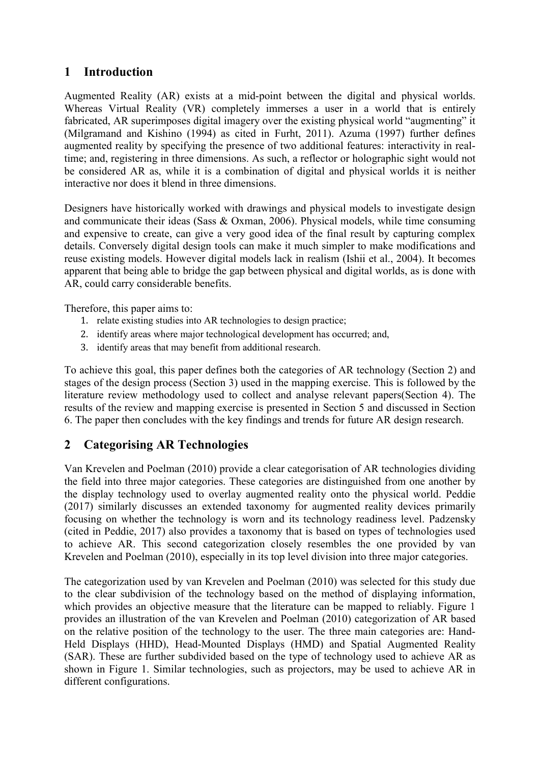## 1 Introduction

Augmented Reality (AR) exists at a mid-point between the digital and physical worlds. Whereas Virtual Reality (VR) completely immerses a user in a world that is entirely fabricated, AR superimposes digital imagery over the existing physical world "augmenting" it (Milgramand and Kishino (1994) as cited in Furht, 2011). Azuma (1997) further defines augmented reality by specifying the presence of two additional features: interactivity in real-time; and, registering in three dimensions. As such, a reflector or holographic sight would not be considered AR as, while it is a combination of digital and physical worlds it is neither interactive nor does it blend in three dimensions.

Designers have historically worked with drawings and physical models to investigate design and communicate their ideas (Sass & Oxman, 2006). Physical models, while time consuming and expensive to create, can give a very good idea of the final result by capturing complex details. Conversely digital design tools can make it much simpler to make modifications and reuse existing models. However digital models lack in realism (Ishii et al., 2004). It becomes apparent that being able to bridge the gap between physical and digital worlds, as is done with AR, could carry considerable benefits.

Therefore, this paper aims to:

1. relate existing studies into AR technologies to design practice;
2. identify areas where major technological development has occurred; and,
3. identify areas that may benefit from additional research.

To achieve this goal, this paper defines both the categories of AR technology (Section 2) and stages of the design process (Section 3) used in the mapping exercise. This is followed by the literature review methodology used to collect and analyse relevant papers(Section 4). The results of the review and mapping exercise is presented in Section 5 and discussed in Section 6. The paper then concludes with the key findings and trends for future AR design research.

## 2 Categorising AR Technologies

Van Krevelen and Poelman (2010) provide a clear categorisation of AR technologies dividing the field into three major categories. These categories are distinguished from one another by the display technology used to overlay augmented reality onto the physical world. Peddie (2017) similarly discusses an extended taxonomy for augmented reality devices primarily focusing on whether the technology is worn and its technology readiness level. Padzensky (cited in Peddie, 2017) also provides a taxonomy that is based on types of technologies used to achieve AR. This second categorization closely resembles the one provided by van Krevelen and Poelman (2010), especially in its top level division into three major categories.

The categorization used by van Krevelen and Poelman (2010) was selected for this study due to the clear subdivision of the technology based on the method of displaying information, which provides an objective measure that the literature can be mapped to reliably. Figure 1 provides an illustration of the van Krevelen and Poelman (2010) categorization of AR based on the relative position of the technology to the user. The three main categories are: Hand-Held Displays (HHD), Head-Mounted Displays (HMD) and Spatial Augmented Reality (SAR). These are further subdivided based on the type of technology used to achieve AR as shown in Figure 1. Similar technologies, such as projectors, may be used to achieve AR in different configurations.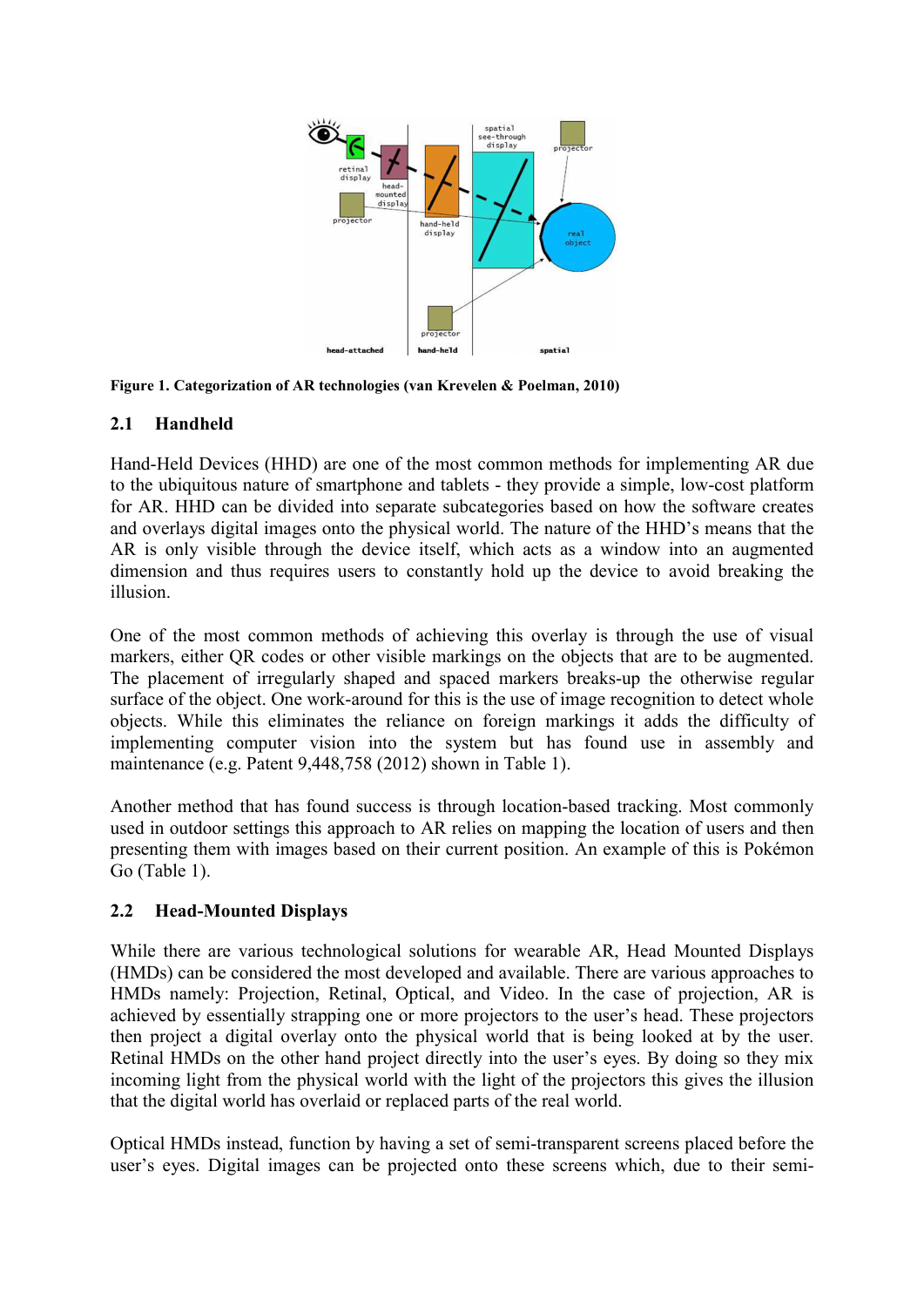**Figure 1. Categorization of AR technologies (van Krevelen & Poelman, 2010)**

## 2.1 Handheld

Hand-Held Devices (HHD) are one of the most common methods for implementing AR due to the ubiquitous nature of smartphone and tablets - they provide a simple, low-cost platform for AR. HHD can be divided into separate subcategories based on how the software creates and overlays digital images onto the physical world. The nature of the HHD's means that the AR is only visible through the device itself, which acts as a window into an augmented dimension and thus requires users to constantly hold up the device to avoid breaking the illusion.

One of the most common methods of achieving this overlay is through the use of visual markers, either QR codes or other visible markings on the objects that are to be augmented. The placement of irregularly shaped and spaced markers breaks-up the otherwise regular surface of the object. One work-around for this is the use of image recognition to detect whole objects. While this eliminates the reliance on foreign markings it adds the difficulty of implementing computer vision into the system but has found use in assembly and maintenance (e.g. Patent 9,448,758 (2012) shown in Table 1).

Another method that has found success is through location-based tracking. Most commonly used in outdoor settings this approach to AR relies on mapping the location of users and then presenting them with images based on their current position. An example of this is Pokémon Go (Table 1).

## 2.2 Head-Mounted Displays

While there are various technological solutions for wearable AR, Head Mounted Displays (HMDs) can be considered the most developed and available. There are various approaches to HMDs namely: Projection, Retinal, Optical, and Video. In the case of projection, AR is achieved by essentially strapping one or more projectors to the user's head. These projectors then project a digital overlay onto the physical world that is being looked at by the user. Retinal HMDs on the other hand project directly into the user's eyes. By doing so they mix incoming light from the physical world with the light of the projectors this gives the illusion that the digital world has overlaid or replaced parts of the real world.

Optical HMDs instead, function by having a set of semi-transparent screens placed before the user's eyes. Digital images can be projected onto these screens which, due to their semi-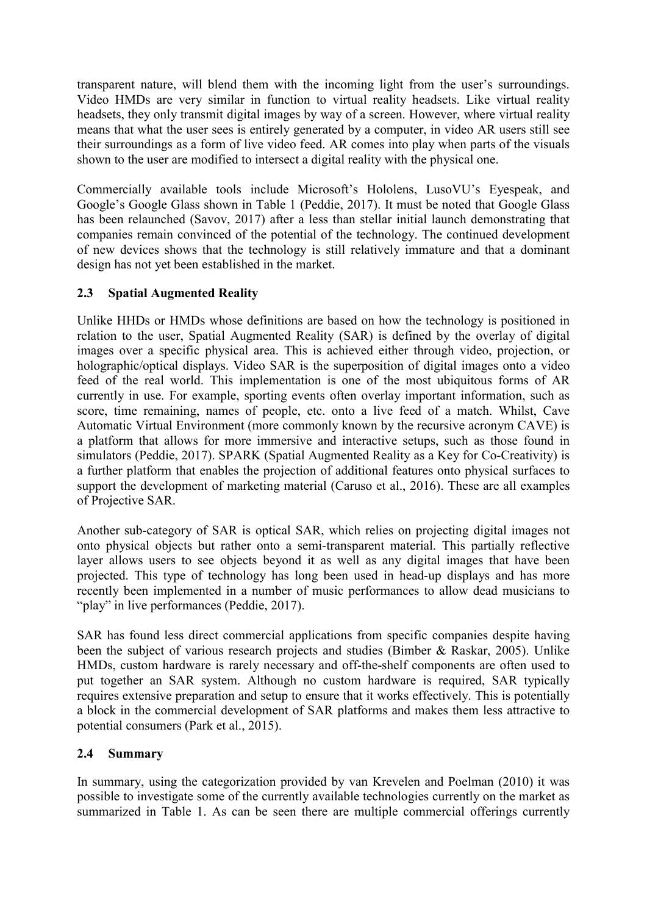transparent nature, will blend them with the incoming light from the user's surroundings. Video HMDs are very similar in function to virtual reality headsets. Like virtual reality headsets, they only transmit digital images by way of a screen. However, where virtual reality means that what the user sees is entirely generated by a computer, in video AR users still see their surroundings as a form of live video feed. AR comes into play when parts of the visuals shown to the user are modified to intersect a digital reality with the physical one.

Commercially available tools include Microsoft's Hololens, LusoVU's Eyespeak, and Google's Google Glass shown in Table 1 (Peddie, 2017). It must be noted that Google Glass has been relaunched (Savov, 2017) after a less than stellar initial launch demonstrating that companies remain convinced of the potential of the technology. The continued development of new devices shows that the technology is still relatively immature and that a dominant design has not yet been established in the market.

## 2.3 Spatial Augmented Reality

Unlike HHDs or HMDs whose definitions are based on how the technology is positioned in relation to the user, Spatial Augmented Reality (SAR) is defined by the overlay of digital images over a specific physical area. This is achieved either through video, projection, or holographic/optical displays. Video SAR is the superposition of digital images onto a video feed of the real world. This implementation is one of the most ubiquitous forms of AR currently in use. For example, sporting events often overlay important information, such as score, time remaining, names of people, etc. onto a live feed of a match. Whilst, Cave Automatic Virtual Environment (more commonly known by the recursive acronym CAVE) is a platform that allows for more immersive and interactive setups, such as those found in simulators (Peddie, 2017). SPARK (Spatial Augmented Reality as a Key for Co-Creativity) is a further platform that enables the projection of additional features onto physical surfaces to support the development of marketing material (Caruso et al., 2016). These are all examples of Projective SAR.

Another sub-category of SAR is optical SAR, which relies on projecting digital images not onto physical objects but rather onto a semi-transparent material. This partially reflective layer allows users to see objects beyond it as well as any digital images that have been projected. This type of technology has long been used in head-up displays and has more recently been implemented in a number of music performances to allow dead musicians to "play" in live performances (Peddie, 2017).

SAR has found less direct commercial applications from specific companies despite having been the subject of various research projects and studies (Bimber & Raskar, 2005). Unlike HMDs, custom hardware is rarely necessary and off-the-shelf components are often used to put together an SAR system. Although no custom hardware is required, SAR typically requires extensive preparation and setup to ensure that it works effectively. This is potentially a block in the commercial development of SAR platforms and makes them less attractive to potential consumers (Park et al., 2015).

## 2.4 Summary

In summary, using the categorization provided by van Krevelen and Poelman (2010) it was possible to investigate some of the currently available technologies currently on the market as summarized in Table 1. As can be seen there are multiple commercial offerings currently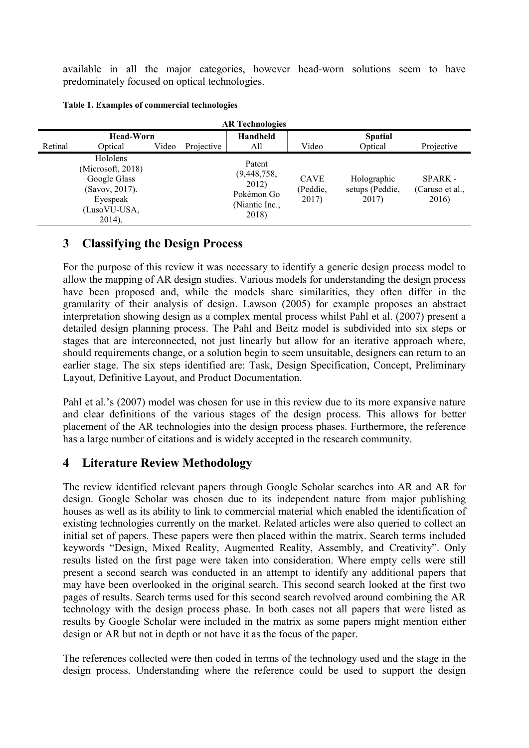available in all the major categories, however head-worn solutions seem to have predominately focused on optical technologies.

**Table 1. Examples of commercial technologies**

| AR Technologies | | | | | | | |
|---|---|---|---|---|---|---|---|
| Head-Worn | | | | Handheld | Spatial | | |
| Retinal | Optical | Video | Projective | All | Video | Optical | Projective |
| | Hololens (Microsoft, 2018) Google Glass (Savov, 2017). Eyespeak (LusoVU-USA, 2014). | | | Patent (9,448,758, 2012) Pokémon Go (Niantic Inc., 2018) | CAVE (Peddie, 2017) | Holographic setups (Peddie, 2017) | SPARK - (Caruso et al., 2016) |

## 3 Classifying the Design Process

For the purpose of this review it was necessary to identify a generic design process model to allow the mapping of AR design studies. Various models for understanding the design process have been proposed and, while the models share similarities, they often differ in the granularity of their analysis of design. Lawson (2005) for example proposes an abstract interpretation showing design as a complex mental process whilst Pahl et al. (2007) present a detailed design planning process. The Pahl and Beitz model is subdivided into six steps or stages that are interconnected, not just linearly but allow for an iterative approach where, should requirements change, or a solution begin to seem unsuitable, designers can return to an earlier stage. The six steps identified are: Task, Design Specification, Concept, Preliminary Layout, Definitive Layout, and Product Documentation.

Pahl et al.'s (2007) model was chosen for use in this review due to its more expansive nature and clear definitions of the various stages of the design process. This allows for better placement of the AR technologies into the design process phases. Furthermore, the reference has a large number of citations and is widely accepted in the research community.

## 4 Literature Review Methodology

The review identified relevant papers through Google Scholar searches into AR and AR for design. Google Scholar was chosen due to its independent nature from major publishing houses as well as its ability to link to commercial material which enabled the identification of existing technologies currently on the market. Related articles were also queried to collect an initial set of papers. These papers were then placed within the matrix. Search terms included keywords "Design, Mixed Reality, Augmented Reality, Assembly, and Creativity". Only results listed on the first page were taken into consideration. Where empty cells were still present a second search was conducted in an attempt to identify any additional papers that may have been overlooked in the original search. This second search looked at the first two pages of results. Search terms used for this second search revolved around combining the AR technology with the design process phase. In both cases not all papers that were listed as results by Google Scholar were included in the matrix as some papers might mention either design or AR but not in depth or not have it as the focus of the paper.

The references collected were then coded in terms of the technology used and the stage in the design process. Understanding where the reference could be used to support the design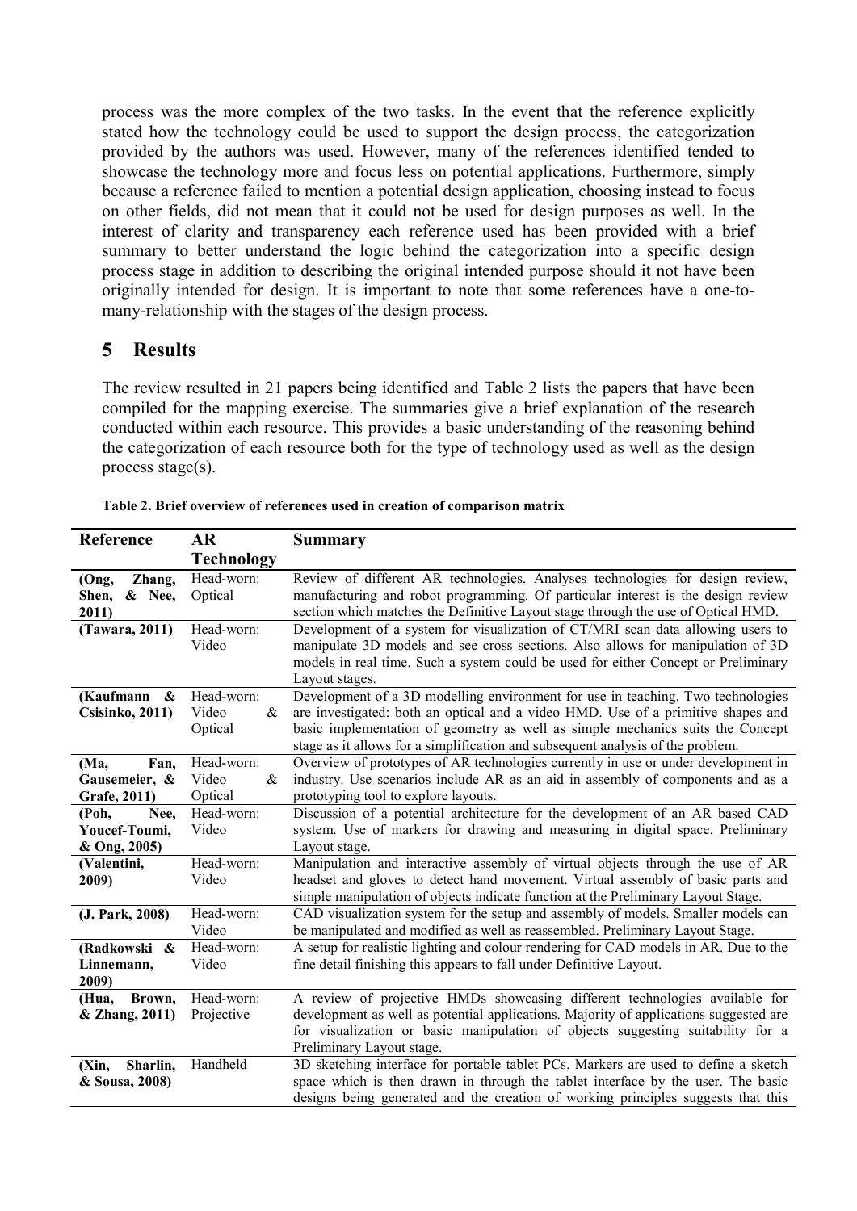process was the more complex of the two tasks. In the event that the reference explicitly stated how the technology could be used to support the design process, the categorization provided by the authors was used. However, many of the references identified tended to showcase the technology more and focus less on potential applications. Furthermore, simply because a reference failed to mention a potential design application, choosing instead to focus on other fields, did not mean that it could not be used for design purposes as well. In the interest of clarity and transparency each reference used has been provided with a brief summary to better understand the logic behind the categorization into a specific design process stage in addition to describing the original intended purpose should it not have been originally intended for design. It is important to note that some references have a one-to-many-relationship with the stages of the design process.

## 5 Results

The review resulted in 21 papers being identified and Table 2 lists the papers that have been compiled for the mapping exercise. The summaries give a brief explanation of the research conducted within each resource. This provides a basic understanding of the reasoning behind the categorization of each resource both for the type of technology used as well as the design process stage(s).

**Table 2. Brief overview of references used in creation of comparison matrix**

| Reference | AR Technology | Summary |
|---|---|---|
| **(Ong, Zhang, Shen, & Nee, 2011)** | Head-worn: Optical | Review of different AR technologies. Analyses technologies for design review, manufacturing and robot programming. Of particular interest is the design review section which matches the Definitive Layout stage through the use of Optical HMD. |
| **(Tawara, 2011)** | Head-worn: Video | Development of a system for visualization of CT/MRI scan data allowing users to manipulate 3D models and see cross sections. Also allows for manipulation of 3D models in real time. Such a system could be used for either Concept or Preliminary Layout stages. |
| **(Kaufmann & Csisinko, 2011)** | Head-worn: Video & Optical | Development of a 3D modelling environment for use in teaching. Two technologies are investigated: both an optical and a video HMD. Use of a primitive shapes and basic implementation of geometry as well as simple mechanics suits the Concept stage as it allows for a simplification and subsequent analysis of the problem. |
| **(Ma, Fan, Gausemeier, & Grafe, 2011)** | Head-worn: Video & Optical | Overview of prototypes of AR technologies currently in use or under development in industry. Use scenarios include AR as an aid in assembly of components and as a prototyping tool to explore layouts. |
| **(Poh, Nee, Youcef-Toumi, & Ong, 2005)** | Head-worn: Video | Discussion of a potential architecture for the development of an AR based CAD system. Use of markers for drawing and measuring in digital space. Preliminary Layout stage. |
| **(Valentini, 2009)** | Head-worn: Video | Manipulation and interactive assembly of virtual objects through the use of AR headset and gloves to detect hand movement. Virtual assembly of basic parts and simple manipulation of objects indicate function at the Preliminary Layout Stage. |
| **(J. Park, 2008)** | Head-worn: Video | CAD visualization system for the setup and assembly of models. Smaller models can be manipulated and modified as well as reassembled. Preliminary Layout Stage. |
| **(Radkowski & Linnemann, 2009)** | Head-worn: Video | A setup for realistic lighting and colour rendering for CAD models in AR. Due to the fine detail finishing this appears to fall under Definitive Layout. |
| **(Hua, Brown, & Zhang, 2011)** | Head-worn: Projective | A review of projective HMDs showcasing different technologies available for development as well as potential applications. Majority of applications suggested are for visualization or basic manipulation of objects suggesting suitability for a Preliminary Layout stage. |
| **(Xin, Sharlin, & Sousa, 2008)** | Handheld | 3D sketching interface for portable tablet PCs. Markers are used to define a sketch space which is then drawn in through the tablet interface by the user. The basic designs being generated and the creation of working principles suggests that this |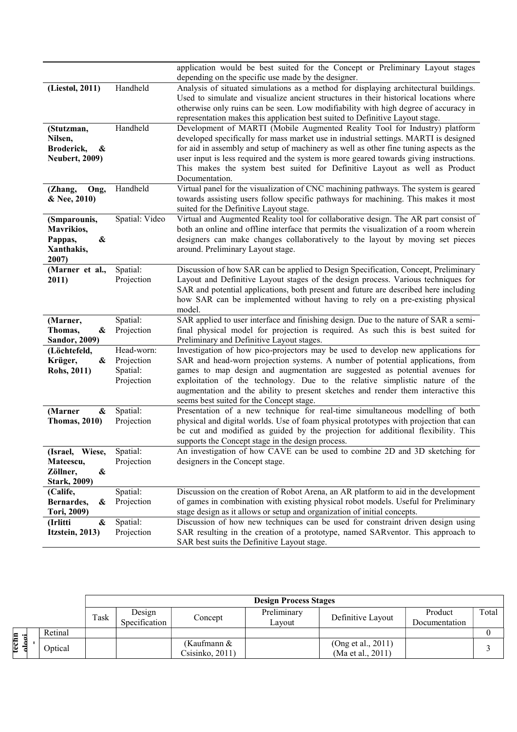| | | application would be best suited for the Concept or Preliminary Layout stages depending on the specific use made by the designer. |
|---|---|---|
| **(Liestøl, 2011)** | Handheld | Analysis of situated simulations as a method for displaying architectural buildings. Used to simulate and visualize ancient structures in their historical locations where otherwise only ruins can be seen. Low modifiability with high degree of accuracy in representation makes this application best suited to Definitive Layout stage. |
| **(Stutzman, Nilsen, Broderick, & Neubert, 2009)** | Handheld | Development of MARTI (Mobile Augmented Reality Tool for Industry) platform developed specifically for mass market use in industrial settings. MARTI is designed for aid in assembly and setup of machinery as well as other fine tuning aspects as the user input is less required and the system is more geared towards giving instructions. This makes the system best suited for Definitive Layout as well as Product Documentation. |
| **(Zhang, Ong, & Nee, 2010)** | Handheld | Virtual panel for the visualization of CNC machining pathways. The system is geared towards assisting users follow specific pathways for machining. This makes it most suited for the Definitive Layout stage. |
| **(Smparounis, Mavrikios, Pappas, & Xanthakis, 2007)** | Spatial: Video | Virtual and Augmented Reality tool for collaborative design. The AR part consist of both an online and offline interface that permits the visualization of a room wherein designers can make changes collaboratively to the layout by moving set pieces around. Preliminary Layout stage. |
| **(Marner et al., 2011)** | Spatial: Projection | Discussion of how SAR can be applied to Design Specification, Concept, Preliminary Layout and Definitive Layout stages of the design process. Various techniques for SAR and potential applications, both present and future are described here including how SAR can be implemented without having to rely on a pre-existing physical model. |
| **(Marner, Thomas, & Sandor, 2009)** | Spatial: Projection | SAR applied to user interface and finishing design. Due to the nature of SAR a semi-final physical model for projection is required. As such this is best suited for Preliminary and Definitive Layout stages. |
| **(Löchtefeld, Krüger, & Rohs, 2011)** | Head-worn: Projection Spatial: Projection | Investigation of how pico-projectors may be used to develop new applications for SAR and head-worn projection systems. A number of potential applications, from games to map design and augmentation are suggested as potential avenues for exploitation of the technology. Due to the relative simplistic nature of the augmentation and the ability to present sketches and render them interactive this seems best suited for the Concept stage. |
| **(Marner & Thomas, 2010)** | Spatial: Projection | Presentation of a new technique for real-time simultaneous modelling of both physical and digital worlds. Use of foam physical prototypes with projection that can be cut and modified as guided by the projection for additional flexibility. This supports the Concept stage in the design process. |
| **(Israel, Wiese, Mateescu, Zöllner, & Stark, 2009)** | Spatial: Projection | An investigation of how CAVE can be used to combine 2D and 3D sketching for designers in the Concept stage. |
| **(Calife, Bernardes, & Tori, 2009)** | Spatial: Projection | Discussion on the creation of Robot Arena, an AR platform to aid in the development of games in combination with existing physical robot models. Useful for Preliminary stage design as it allows or setup and organization of initial concepts. |
| **(Irlitti & Itzstein, 2013)** | Spatial: Projection | Discussion of how new techniques can be used for constraint driven design using SAR resulting in the creation of a prototype, named SARventor. This approach to SAR best suits the Definitive Layout stage. |

| | | Design Process Stages | | | | | | |
|---|---|---|---|---|---|---|---|---|
| | | Task | Design Specification | Concept | Preliminary Layout | Definitive Layout | Product Documentation | Total |
| **techn ologi** | Retinal | | | | | | | 0 |
| | Optical | | | (Kaufmann & Csisinko, 2011) | | (Ong et al., 2011) (Ma et al., 2011) | | 3 |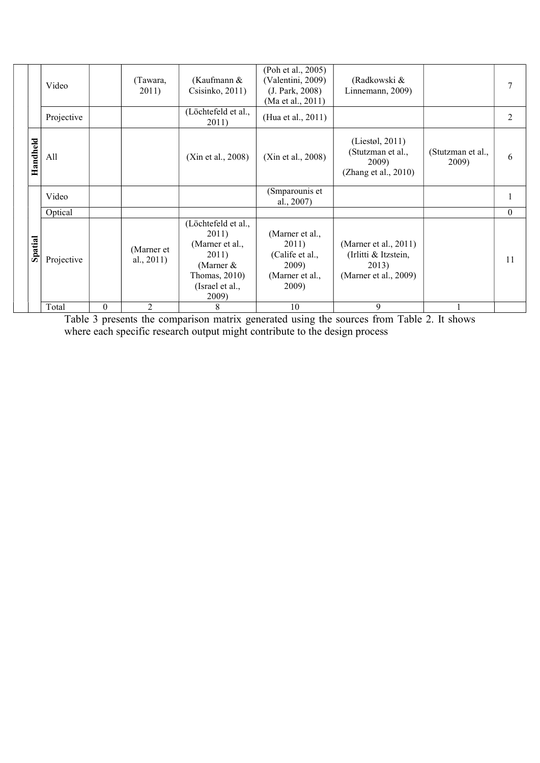| | | | | | | | | | |
|---|---|---|---|---|---|---|---|---|---|
| | | Video | | (Tawara, 2011) | (Kaufmann & Csisinko, 2011) | (Poh et al., 2005) (Valentini, 2009) (J. Park, 2008) (Ma et al., 2011) | (Radkowski & Linnemann, 2009) | | 7 |
| | | Projective | | | (Löchtefeld et al., 2011) | (Hua et al., 2011) | | | 2 |
| | **Handheld** | All | | | (Xin et al., 2008) | (Xin et al., 2008) | (Liestøl, 2011) (Stutzman et al., 2009) (Zhang et al., 2010) | (Stutzman et al., 2009) | 6 |
| | **Spatial** | Video | | | | (Smparounis et al., 2007) | | | 1 |
| | | Optical | | | | | | | 0 |
| | | Projective | | (Marner et al., 2011) | (Löchtefeld et al., 2011) (Marner et al., 2011) (Marner & Thomas, 2010) (Israel et al., 2009) | (Marner et al., 2011) (Calife et al., 2009) (Marner et al., 2009) | (Marner et al., 2011) (Irlitti & Itzstein, 2013) (Marner et al., 2009) | | 11 |
| | | Total | 0 | 2 | 8 | 10 | 9 | 1 | |

Table 3 presents the comparison matrix generated using the sources from Table 2. It shows where each specific research output might contribute to the design process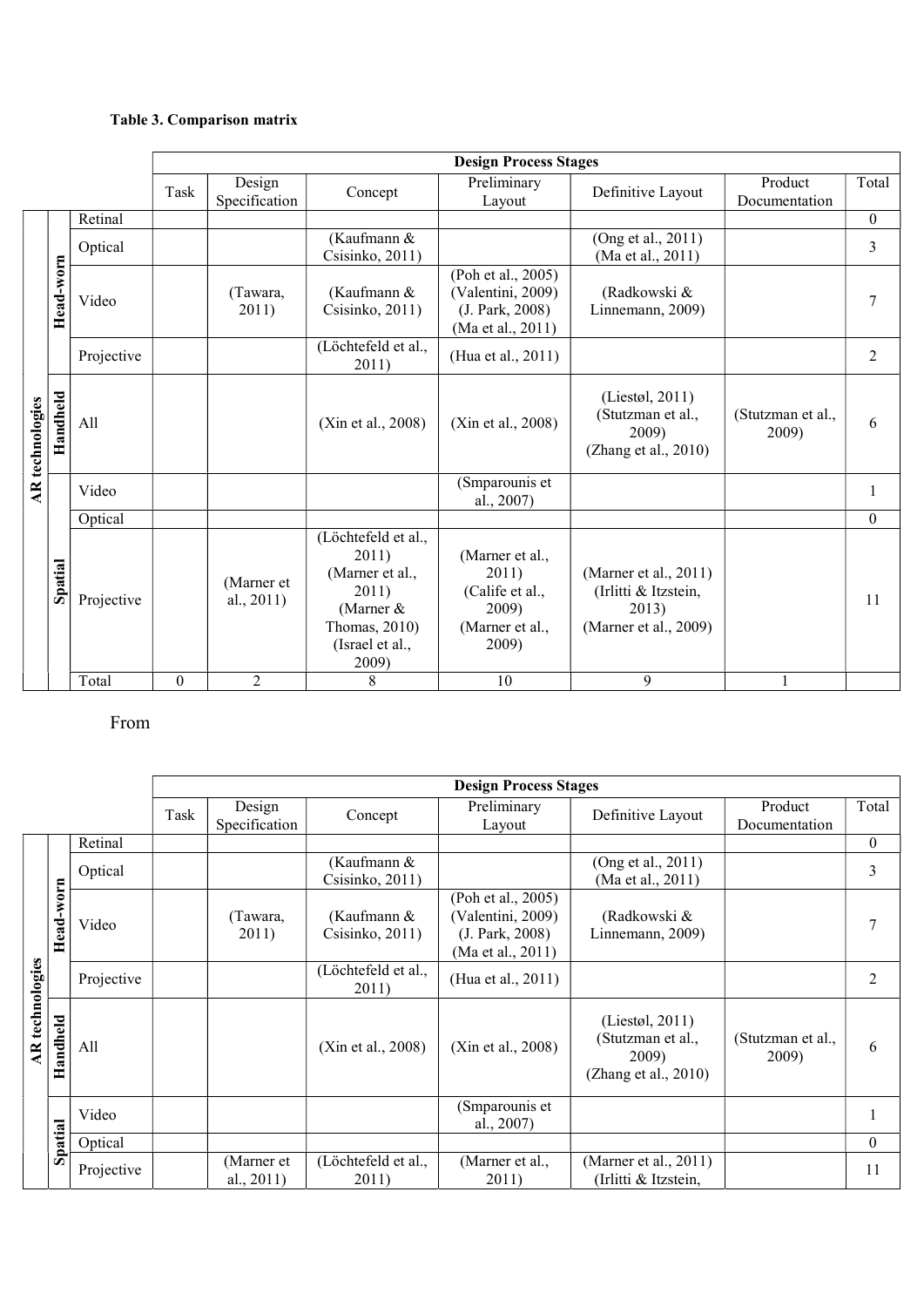**Table 3. Comparison matrix**

| | | | Design Process Stages | | | | | | |
|---|---|---|---|---|---|---|---|---|---|
| | | | Task | Design Specification | Concept | Preliminary Layout | Definitive Layout | Product Documentation | Total |
| AR technologies | Head-worn | Retinal | | | | | | | 0 |
| | | Optical | | | (Kaufmann & Csisinko, 2011) | | (Ong et al., 2011) (Ma et al., 2011) | | 3 |
| | | Video | | (Tawara, 2011) | (Kaufmann & Csisinko, 2011) | (Poh et al., 2005) (Valentini, 2009) (J. Park, 2008) (Ma et al., 2011) | (Radkowski & Linnemann, 2009) | | 7 |
| | | Projective | | | (Löchtefeld et al., 2011) | (Hua et al., 2011) | | | 2 |
| | Handheld | All | | | (Xin et al., 2008) | (Xin et al., 2008) | (Liestøl, 2011) (Stutzman et al., 2009) (Zhang et al., 2010) | (Stutzman et al., 2009) | 6 |
| | Spatial | Video | | | | (Smparounis et al., 2007) | | | 1 |
| | | Optical | | | | | | | 0 |
| | | Projective | | (Marner et al., 2011) | (Löchtefeld et al., 2011) (Marner et al., 2011) (Marner & Thomas, 2010) (Israel et al., 2009) | (Marner et al., 2011) (Calife et al., 2009) (Marner et al., 2009) | (Marner et al., 2011) (Irlitti & Itzstein, 2013) (Marner et al., 2009) | | 11 |
| | | Total | 0 | 2 | 8 | 10 | 9 | 1 | |

From

| | | | Design Process Stages | | | | | | |
|---|---|---|---|---|---|---|---|---|---|
| | | | Task | Design Specification | Concept | Preliminary Layout | Definitive Layout | Product Documentation | Total |
| AR technologies | Head-worn | Retinal | | | | | | | 0 |
| | | Optical | | | (Kaufmann & Csisinko, 2011) | | (Ong et al., 2011) (Ma et al., 2011) | | 3 |
| | | Video | | (Tawara, 2011) | (Kaufmann & Csisinko, 2011) | (Poh et al., 2005) (Valentini, 2009) (J. Park, 2008) (Ma et al., 2011) | (Radkowski & Linnemann, 2009) | | 7 |
| | | Projective | | | (Löchtefeld et al., 2011) | (Hua et al., 2011) | | | 2 |
| | Handheld | All | | | (Xin et al., 2008) | (Xin et al., 2008) | (Liestøl, 2011) (Stutzman et al., 2009) (Zhang et al., 2010) | (Stutzman et al., 2009) | 6 |
| | Spatial | Video | | | | (Smparounis et al., 2007) | | | 1 |
| | | Optical | | | | | | | 0 |
| | | Projective | | (Marner et al., 2011) | (Löchtefeld et al., 2011) | (Marner et al., 2011) | (Marner et al., 2011) (Irlitti & Itzstein, | | 11 |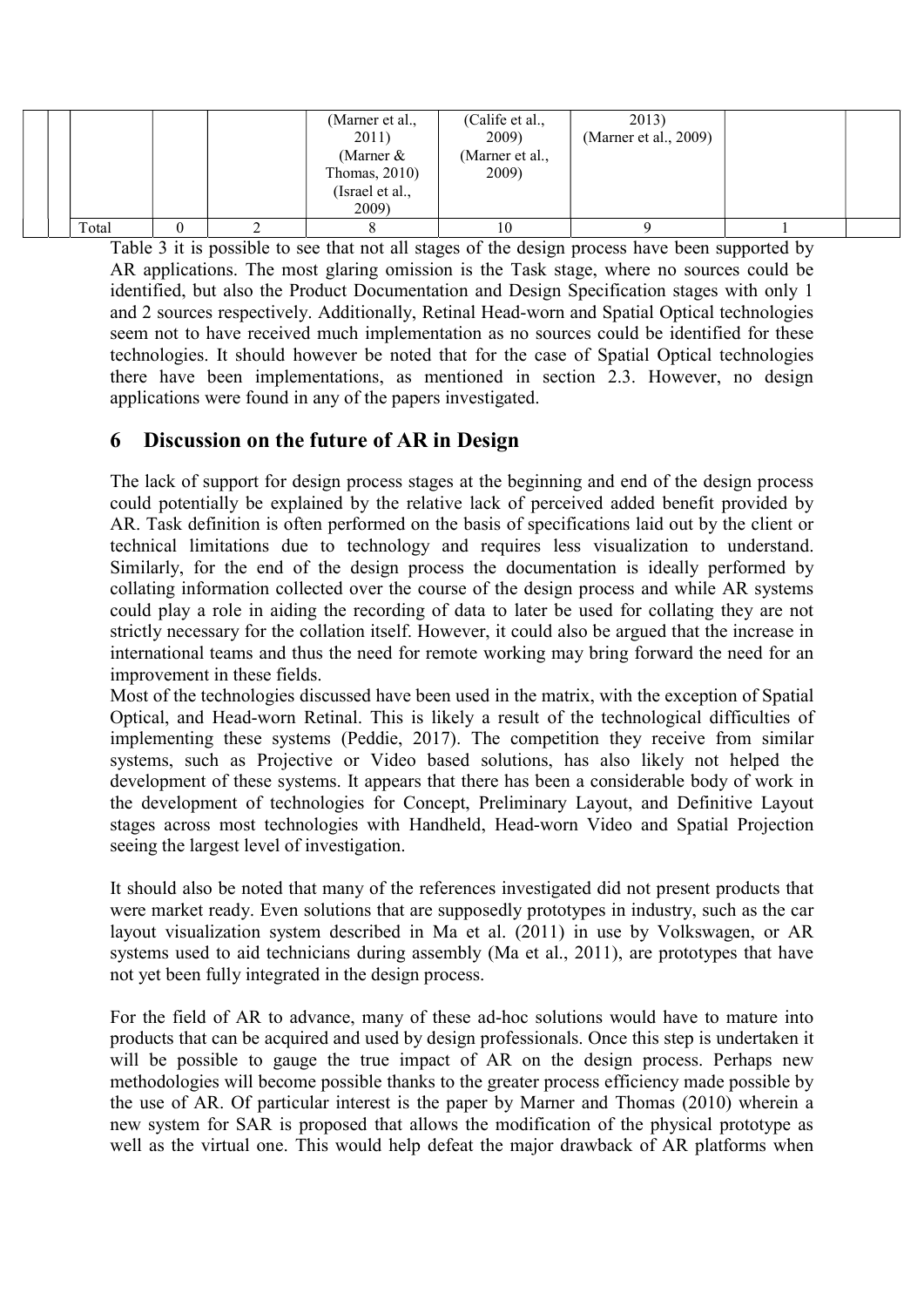| | | | | | | | | |
|---|---|---|---|---|---|---|---|---|
| | | | | (Marner et al., 2011) (Marner & Thomas, 2010) (Israel et al., 2009) | (Calife et al., 2009) (Marner et al., 2009) | 2013) (Marner et al., 2009) | | |
| | Total | 0 | 2 | 8 | 10 | 9 | 1 | |

Table 3 it is possible to see that not all stages of the design process have been supported by AR applications. The most glaring omission is the Task stage, where no sources could be identified, but also the Product Documentation and Design Specification stages with only 1 and 2 sources respectively. Additionally, Retinal Head-worn and Spatial Optical technologies seem not to have received much implementation as no sources could be identified for these technologies. It should however be noted that for the case of Spatial Optical technologies there have been implementations, as mentioned in section 2.3. However, no design applications were found in any of the papers investigated.

## 6 Discussion on the future of AR in Design

The lack of support for design process stages at the beginning and end of the design process could potentially be explained by the relative lack of perceived added benefit provided by AR. Task definition is often performed on the basis of specifications laid out by the client or technical limitations due to technology and requires less visualization to understand. Similarly, for the end of the design process the documentation is ideally performed by collating information collected over the course of the design process and while AR systems could play a role in aiding the recording of data to later be used for collating they are not strictly necessary for the collation itself. However, it could also be argued that the increase in international teams and thus the need for remote working may bring forward the need for an improvement in these fields.

Most of the technologies discussed have been used in the matrix, with the exception of Spatial Optical, and Head-worn Retinal. This is likely a result of the technological difficulties of implementing these systems (Peddie, 2017). The competition they receive from similar systems, such as Projective or Video based solutions, has also likely not helped the development of these systems. It appears that there has been a considerable body of work in the development of technologies for Concept, Preliminary Layout, and Definitive Layout stages across most technologies with Handheld, Head-worn Video and Spatial Projection seeing the largest level of investigation.

It should also be noted that many of the references investigated did not present products that were market ready. Even solutions that are supposedly prototypes in industry, such as the car layout visualization system described in Ma et al. (2011) in use by Volkswagen, or AR systems used to aid technicians during assembly (Ma et al., 2011), are prototypes that have not yet been fully integrated in the design process.

For the field of AR to advance, many of these ad-hoc solutions would have to mature into products that can be acquired and used by design professionals. Once this step is undertaken it will be possible to gauge the true impact of AR on the design process. Perhaps new methodologies will become possible thanks to the greater process efficiency made possible by the use of AR. Of particular interest is the paper by Marner and Thomas (2010) wherein a new system for SAR is proposed that allows the modification of the physical prototype as well as the virtual one. This would help defeat the major drawback of AR platforms when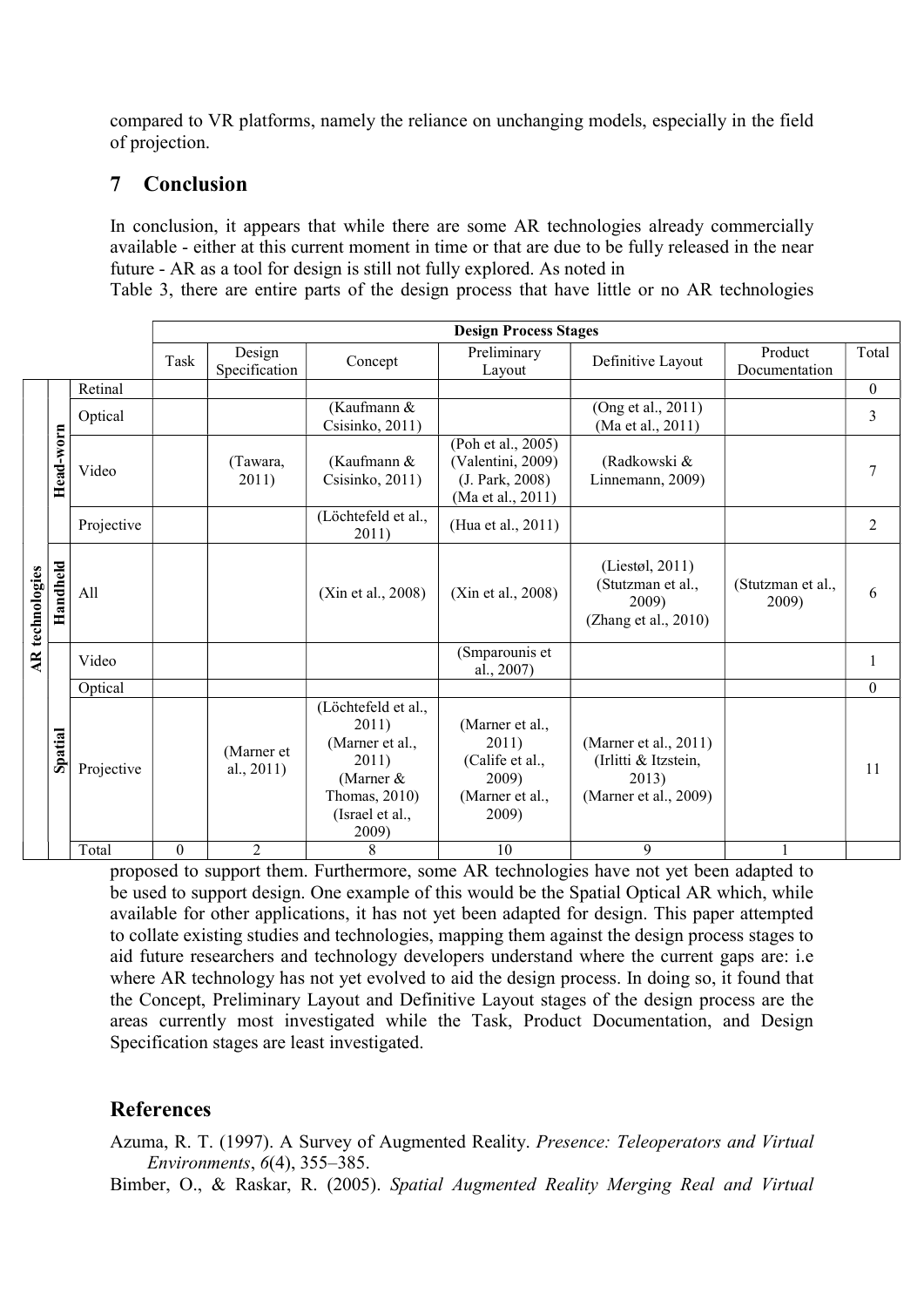compared to VR platforms, namely the reliance on unchanging models, especially in the field of projection.

## 7 Conclusion

In conclusion, it appears that while there are some AR technologies already commercially available - either at this current moment in time or that are due to be fully released in the near future - AR as a tool for design is still not fully explored. As noted in Table 3, there are entire parts of the design process that have little or no AR technologies proposed to support them. Furthermore, some AR technologies have not yet been adapted to be used to support design. One example of this would be the Spatial Optical AR which, while available for other applications, it has not yet been adapted for design. This paper attempted to collate existing studies and technologies, mapping them against the design process stages to aid future researchers and technology developers understand where the current gaps are: i.e where AR technology has not yet evolved to aid the design process. In doing so, it found that the Concept, Preliminary Layout and Definitive Layout stages of the design process are the areas currently most investigated while the Task, Product Documentation, and Design Specification stages are least investigated.

| | | | Design Process Stages | | | | | | |
|---|---|---|---|---|---|---|---|---|---|
| | | | Task | Design Specification | Concept | Preliminary Layout | Definitive Layout | Product Documentation | Total |
| AR technologies | Head-worn | Retinal | | | | | | | 0 |
| | | Optical | | | (Kaufmann & Csisinko, 2011) | | (Ong et al., 2011) (Ma et al., 2011) | | 3 |
| | | Video | | (Tawara, 2011) | (Kaufmann & Csisinko, 2011) | (Poh et al., 2005) (Valentini, 2009) (J. Park, 2008) (Ma et al., 2011) | (Radkowski & Linnemann, 2009) | | 7 |
| | | Projective | | | (Löchtefeld et al., 2011) | (Hua et al., 2011) | | | 2 |
| | Handheld | All | | | (Xin et al., 2008) | (Xin et al., 2008) | (Liestøl, 2011) (Stutzman et al., 2009) (Zhang et al., 2010) | (Stutzman et al., 2009) | 6 |
| | Spatial | Video | | | | (Smparounis et al., 2007) | | | 1 |
| | | Optical | | | | | | | 0 |
| | | Projective | | (Marner et al., 2011) | (Löchtefeld et al., 2011) (Marner et al., 2011) (Marner & Thomas, 2010) (Israel et al., 2009) | (Marner et al., 2011) (Calife et al., 2009) (Marner et al., 2009) | (Marner et al., 2011) (Irlitti & Itzstein, 2013) (Marner et al., 2009) | | 11 |
| | | Total | 0 | 2 | 8 | 10 | 9 | 1 | |

## References

Azuma, R. T. (1997). A Survey of Augmented Reality. *Presence: Teleoperators and Virtual Environments*, *6*(4), 355–385.

Bimber, O., & Raskar, R. (2005). *Spatial Augmented Reality Merging Real and Virtual*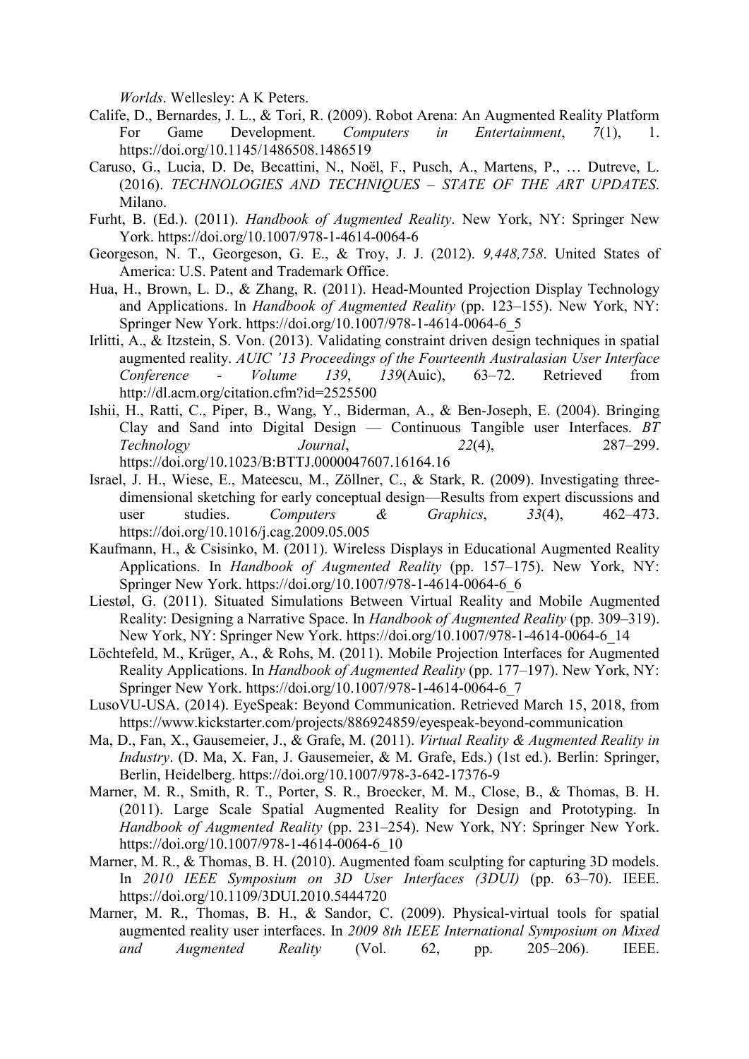*Worlds*. Wellesley: A K Peters.

Calife, D., Bernardes, J. L., & Tori, R. (2009). Robot Arena: An Augmented Reality Platform For Game Development. *Computers in Entertainment*, *7*(1), 1. https://doi.org/10.1145/1486508.1486519

Caruso, G., Lucia, D. De, Becattini, N., Noël, F., Pusch, A., Martens, P., … Dutreve, L. (2016). *TECHNOLOGIES AND TECHNIQUES – STATE OF THE ART UPDATES*. Milano.

Furht, B. (Ed.). (2011). *Handbook of Augmented Reality*. New York, NY: Springer New York. https://doi.org/10.1007/978-1-4614-0064-6

Georgeson, N. T., Georgeson, G. E., & Troy, J. J. (2012). *9,448,758*. United States of America: U.S. Patent and Trademark Office.

Hua, H., Brown, L. D., & Zhang, R. (2011). Head-Mounted Projection Display Technology and Applications. In *Handbook of Augmented Reality* (pp. 123–155). New York, NY: Springer New York. https://doi.org/10.1007/978-1-4614-0064-6_5

Irlitti, A., & Itzstein, S. Von. (2013). Validating constraint driven design techniques in spatial augmented reality. *AUIC '13 Proceedings of the Fourteenth Australasian User Interface Conference - Volume 139*, *139*(Auic), 63–72. Retrieved from http://dl.acm.org/citation.cfm?id=2525500

Ishii, H., Ratti, C., Piper, B., Wang, Y., Biderman, A., & Ben-Joseph, E. (2004). Bringing Clay and Sand into Digital Design — Continuous Tangible user Interfaces. *BT Technology Journal*, *22*(4), 287–299. https://doi.org/10.1023/B:BTTJ.0000047607.16164.16

Israel, J. H., Wiese, E., Mateescu, M., Zöllner, C., & Stark, R. (2009). Investigating three-dimensional sketching for early conceptual design—Results from expert discussions and user studies. *Computers & Graphics*, *33*(4), 462–473. https://doi.org/10.1016/j.cag.2009.05.005

Kaufmann, H., & Csisinko, M. (2011). Wireless Displays in Educational Augmented Reality Applications. In *Handbook of Augmented Reality* (pp. 157–175). New York, NY: Springer New York. https://doi.org/10.1007/978-1-4614-0064-6_6

Liestøl, G. (2011). Situated Simulations Between Virtual Reality and Mobile Augmented Reality: Designing a Narrative Space. In *Handbook of Augmented Reality* (pp. 309–319). New York, NY: Springer New York. https://doi.org/10.1007/978-1-4614-0064-6_14

Löchtefeld, M., Krüger, A., & Rohs, M. (2011). Mobile Projection Interfaces for Augmented Reality Applications. In *Handbook of Augmented Reality* (pp. 177–197). New York, NY: Springer New York. https://doi.org/10.1007/978-1-4614-0064-6_7

LusoVU-USA. (2014). EyeSpeak: Beyond Communication. Retrieved March 15, 2018, from https://www.kickstarter.com/projects/886924859/eyespeak-beyond-communication

Ma, D., Fan, X., Gausemeier, J., & Grafe, M. (2011). *Virtual Reality & Augmented Reality in Industry*. (D. Ma, X. Fan, J. Gausemeier, & M. Grafe, Eds.) (1st ed.). Berlin: Springer, Berlin, Heidelberg. https://doi.org/10.1007/978-3-642-17376-9

Marner, M. R., Smith, R. T., Porter, S. R., Broecker, M. M., Close, B., & Thomas, B. H. (2011). Large Scale Spatial Augmented Reality for Design and Prototyping. In *Handbook of Augmented Reality* (pp. 231–254). New York, NY: Springer New York. https://doi.org/10.1007/978-1-4614-0064-6_10

Marner, M. R., & Thomas, B. H. (2010). Augmented foam sculpting for capturing 3D models. In *2010 IEEE Symposium on 3D User Interfaces (3DUI)* (pp. 63–70). IEEE. https://doi.org/10.1109/3DUI.2010.5444720

Marner, M. R., Thomas, B. H., & Sandor, C. (2009). Physical-virtual tools for spatial augmented reality user interfaces. In *2009 8th IEEE International Symposium on Mixed and Augmented Reality* (Vol. 62, pp. 205–206). IEEE.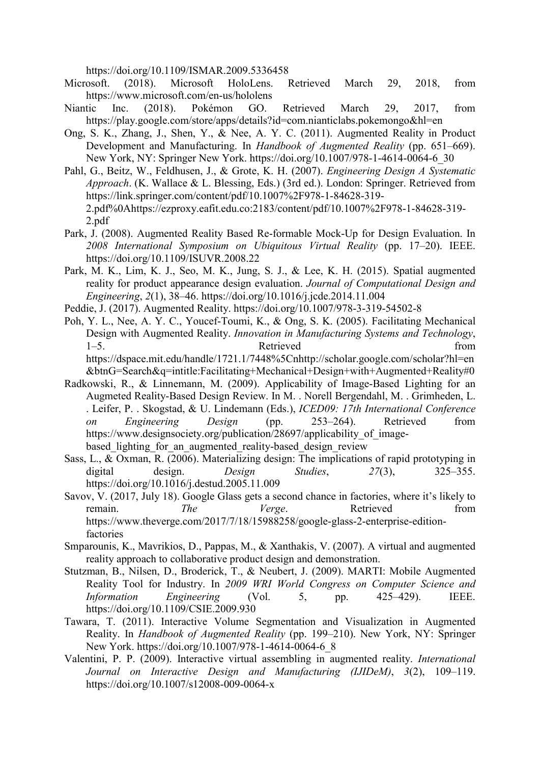https://doi.org/10.1109/ISMAR.2009.5336458

Microsoft. (2018). Microsoft HoloLens. Retrieved March 29, 2018, from https://www.microsoft.com/en-us/hololens

Niantic Inc. (2018). Pokémon GO. Retrieved March 29, 2017, from https://play.google.com/store/apps/details?id=com.nianticlabs.pokemongo&hl=en

Ong, S. K., Zhang, J., Shen, Y., & Nee, A. Y. C. (2011). Augmented Reality in Product Development and Manufacturing. In *Handbook of Augmented Reality* (pp. 651–669). New York, NY: Springer New York. https://doi.org/10.1007/978-1-4614-0064-6_30

Pahl, G., Beitz, W., Feldhusen, J., & Grote, K. H. (2007). *Engineering Design A Systematic Approach*. (K. Wallace & L. Blessing, Eds.) (3rd ed.). London: Springer. Retrieved from https://link.springer.com/content/pdf/10.1007%2F978-1-84628-319-2.pdf%0Ahttps://ezproxy.eafit.edu.co:2183/content/pdf/10.1007%2F978-1-84628-319-2.pdf

Park, J. (2008). Augmented Reality Based Re-formable Mock-Up for Design Evaluation. In *2008 International Symposium on Ubiquitous Virtual Reality* (pp. 17–20). IEEE. https://doi.org/10.1109/ISUVR.2008.22

Park, M. K., Lim, K. J., Seo, M. K., Jung, S. J., & Lee, K. H. (2015). Spatial augmented reality for product appearance design evaluation. *Journal of Computational Design and Engineering*, *2*(1), 38–46. https://doi.org/10.1016/j.jcde.2014.11.004

Peddie, J. (2017). Augmented Reality. https://doi.org/10.1007/978-3-319-54502-8

Poh, Y. L., Nee, A. Y. C., Youcef-Toumi, K., & Ong, S. K. (2005). Facilitating Mechanical Design with Augmented Reality. *Innovation in Manufacturing Systems and Technology*, 1–5. Retrieved from https://dspace.mit.edu/handle/1721.1/7448%5Cnhttp://scholar.google.com/scholar?hl=en&btnG=Search&q=intitle:Facilitating+Mechanical+Design+with+Augmented+Reality#0

Radkowski, R., & Linnemann, M. (2009). Applicability of Image-Based Lighting for an Augmeted Reality-Based Design Review. In M. . Norell Bergendahl, M. . Grimheden, L. . Leifer, P. . Skogstad, & U. Lindemann (Eds.), *ICED09: 17th International Conference on Engineering Design* (pp. 253–264). Retrieved from https://www.designsociety.org/publication/28697/applicability_of_image-based_lighting_for_an_augmented_reality-based_design_review

Sass, L., & Oxman, R. (2006). Materializing design: The implications of rapid prototyping in digital design. *Design Studies*, *27*(3), 325–355. https://doi.org/10.1016/j.destud.2005.11.009

Savov, V. (2017, July 18). Google Glass gets a second chance in factories, where it's likely to remain. *The Verge*. Retrieved from https://www.theverge.com/2017/7/18/15988258/google-glass-2-enterprise-edition-factories

Smparounis, K., Mavrikios, D., Pappas, M., & Xanthakis, V. (2007). A virtual and augmented reality approach to collaborative product design and demonstration.

Stutzman, B., Nilsen, D., Broderick, T., & Neubert, J. (2009). MARTI: Mobile Augmented Reality Tool for Industry. In *2009 WRI World Congress on Computer Science and Information Engineering* (Vol. 5, pp. 425–429). IEEE. https://doi.org/10.1109/CSIE.2009.930

Tawara, T. (2011). Interactive Volume Segmentation and Visualization in Augmented Reality. In *Handbook of Augmented Reality* (pp. 199–210). New York, NY: Springer New York. https://doi.org/10.1007/978-1-4614-0064-6_8

Valentini, P. P. (2009). Interactive virtual assembling in augmented reality. *International Journal on Interactive Design and Manufacturing (IJIDeM)*, *3*(2), 109–119. https://doi.org/10.1007/s12008-009-0064-x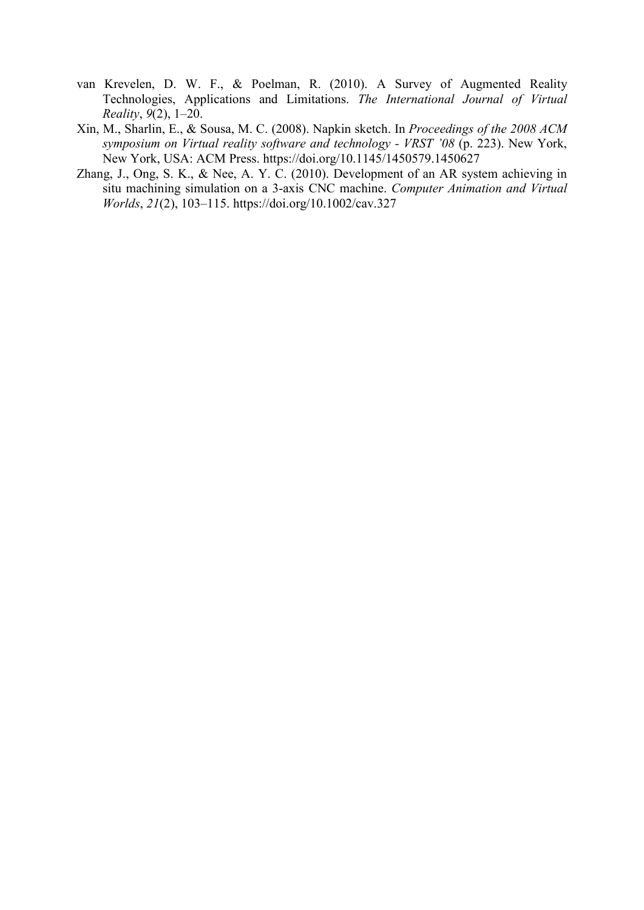van Krevelen, D. W. F., & Poelman, R. (2010). A Survey of Augmented Reality Technologies, Applications and Limitations. *The International Journal of Virtual Reality*, *9*(2), 1–20.

Xin, M., Sharlin, E., & Sousa, M. C. (2008). Napkin sketch. In *Proceedings of the 2008 ACM symposium on Virtual reality software and technology - VRST '08* (p. 223). New York, New York, USA: ACM Press. https://doi.org/10.1145/1450579.1450627

Zhang, J., Ong, S. K., & Nee, A. Y. C. (2010). Development of an AR system achieving in situ machining simulation on a 3-axis CNC machine. *Computer Animation and Virtual Worlds*, *21*(2), 103–115. https://doi.org/10.1002/cav.327